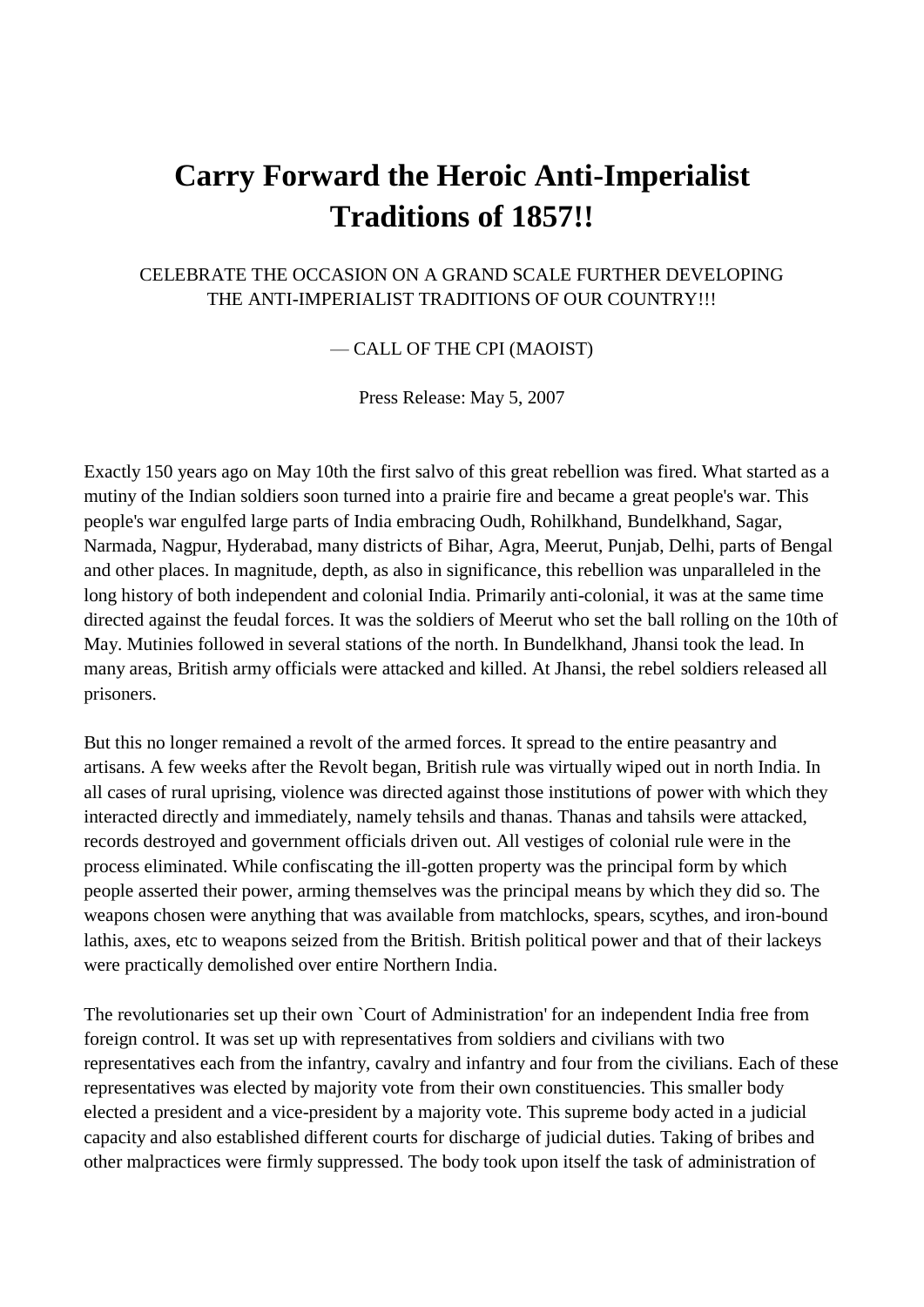# Carry Forward the Heroic Anti-Imperialist Traditions of 1857!!

CELEBRATE THE OCCASION ON A GRAND SCALE FURTHER DEVELOPING THE ANTI-IMPERIALIST TRADITIONS OF OUR COUNTRY!!!

— CALL OF THE CPI (MAOIST)

Press Release: May 5, 2007

Exactly 150 years ago on May 10th the first salvo of this great rebellion was fired. What started as a mutiny of the Indian soldiers soon turned into a prairie fire and became a great people's war. This people's war engulfed large parts of India embracing Oudh, Rohilkhand, Bundelkhand, Sagar, Narmada, Nagpur, Hyderabad, many districts of Bihar, Agra, Meerut, Punjab, Delhi, parts of Bengal and other places. In magnitude, depth, as also in significance, this rebellion was unparalleled in the long history of both independent and colonial India. Primarily anti-colonial, it was at the same time directed against the feudal forces. It was the soldiers of Meerut who set the ball rolling on the 10th of May. Mutinies followed in several stations of the north. In Bundelkhand, Jhansi took the lead. In many areas, British army officials were attacked and killed. At Jhansi, the rebel soldiers released all prisoners.

But this no longer remained a revolt of the armed forces. It spread to the entire peasantry and artisans. A few weeks after the Revolt began, British rule was virtually wiped out in north India. In all cases of rural uprising, violence was directed against those institutions of power with which they interacted directly and immediately, namely tehsils and thanas. Thanas and tahsils were attacked, records destroyed and government officials driven out. All vestiges of colonial rule were in the process eliminated. While confiscating the ill-gotten property was the principal form by which people asserted their power, arming themselves was the principal means by which they did so. The weapons chosen were anything that was available from matchlocks, spears, scythes, and iron-bound lathis, axes, etc to weapons seized from the British. British political power and that of their lackeys were practically demolished over entire Northern India.

The revolutionaries set up their own `Court of Administration' for an independent India free from foreign control. It was set up with representatives from soldiers and civilians with two representatives each from the infantry, cavalry and infantry and four from the civilians. Each of these representatives was elected by majority vote from their own constituencies. This smaller body elected a president and a vice-president by a majority vote. This supreme body acted in a judicial capacity and also established different courts for discharge of judicial duties. Taking of bribes and other malpractices were firmly suppressed. The body took upon itself the task of administration of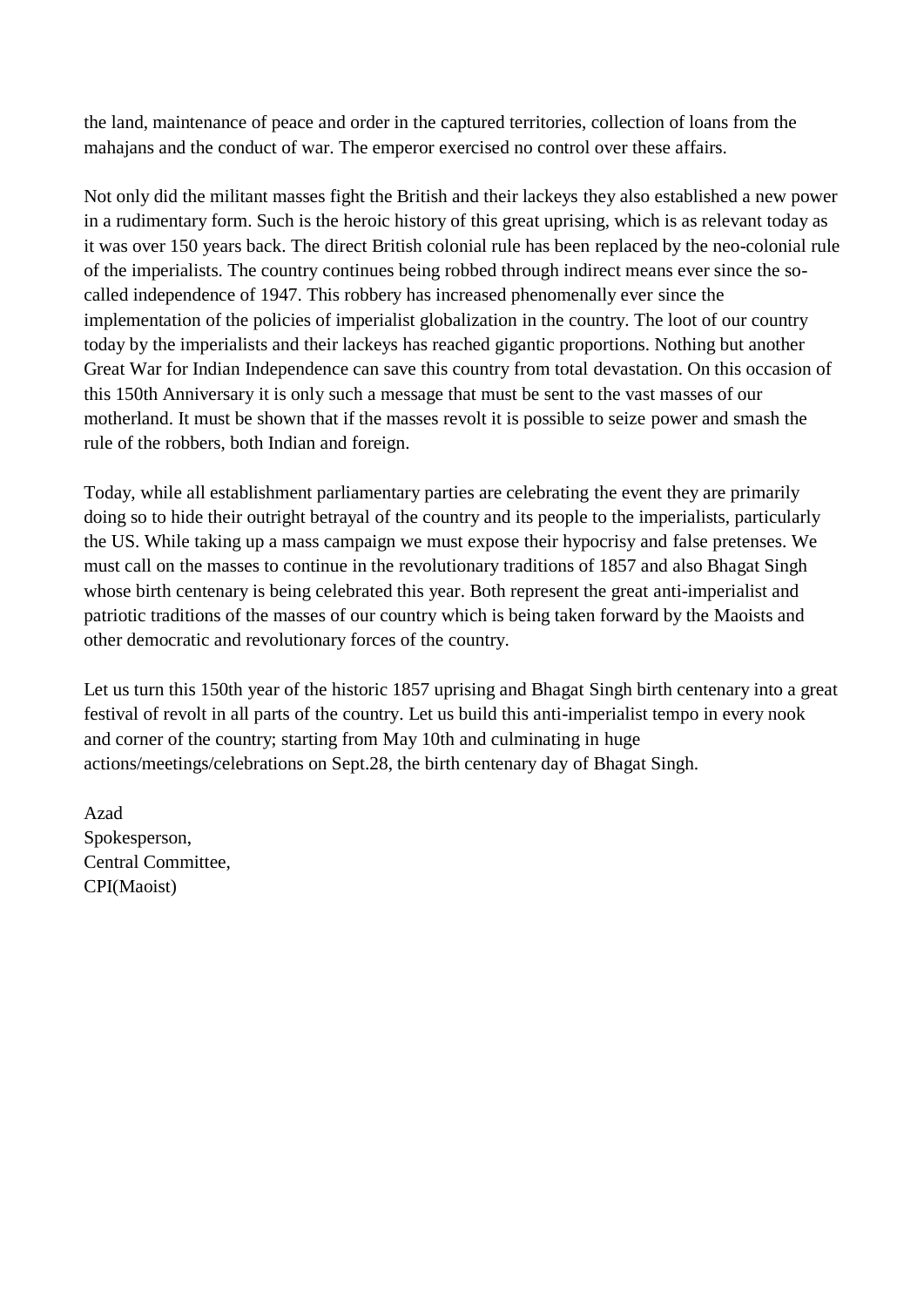the land, maintenance of peace and order in the captured territories, collection of loans from the mahajans and the conduct of war. The emperor exercised no control over these affairs.

Not only did the militant masses fight the British and their lackeys they also established a new power in a rudimentary form. Such is the heroic history of this great uprising, which is as relevant today as it was over 150 years back. The direct British colonial rule has been replaced by the neo-colonial rule of the imperialists. The country continues being robbed through indirect means ever since the so-called independence of 1947. This robbery has increased phenomenally ever since the implementation of the policies of imperialist globalization in the country. The loot of our country today by the imperialists and their lackeys has reached gigantic proportions. Nothing but another Great War for Indian Independence can save this country from total devastation. On this occasion of this 150th Anniversary it is only such a message that must be sent to the vast masses of our motherland. It must be shown that if the masses revolt it is possible to seize power and smash the rule of the robbers, both Indian and foreign.

Today, while all establishment parliamentary parties are celebrating the event they are primarily doing so to hide their outright betrayal of the country and its people to the imperialists, particularly the US. While taking up a mass campaign we must expose their hypocrisy and false pretenses. We must call on the masses to continue in the revolutionary traditions of 1857 and also Bhagat Singh whose birth centenary is being celebrated this year. Both represent the great anti-imperialist and patriotic traditions of the masses of our country which is being taken forward by the Maoists and other democratic and revolutionary forces of the country.

Let us turn this 150th year of the historic 1857 uprising and Bhagat Singh birth centenary into a great festival of revolt in all parts of the country. Let us build this anti-imperialist tempo in every nook and corner of the country; starting from May 10th and culminating in huge actions/meetings/celebrations on Sept.28, the birth centenary day of Bhagat Singh.

Azad  
Spokesperson,  
Central Committee,  
CPI(Maoist)